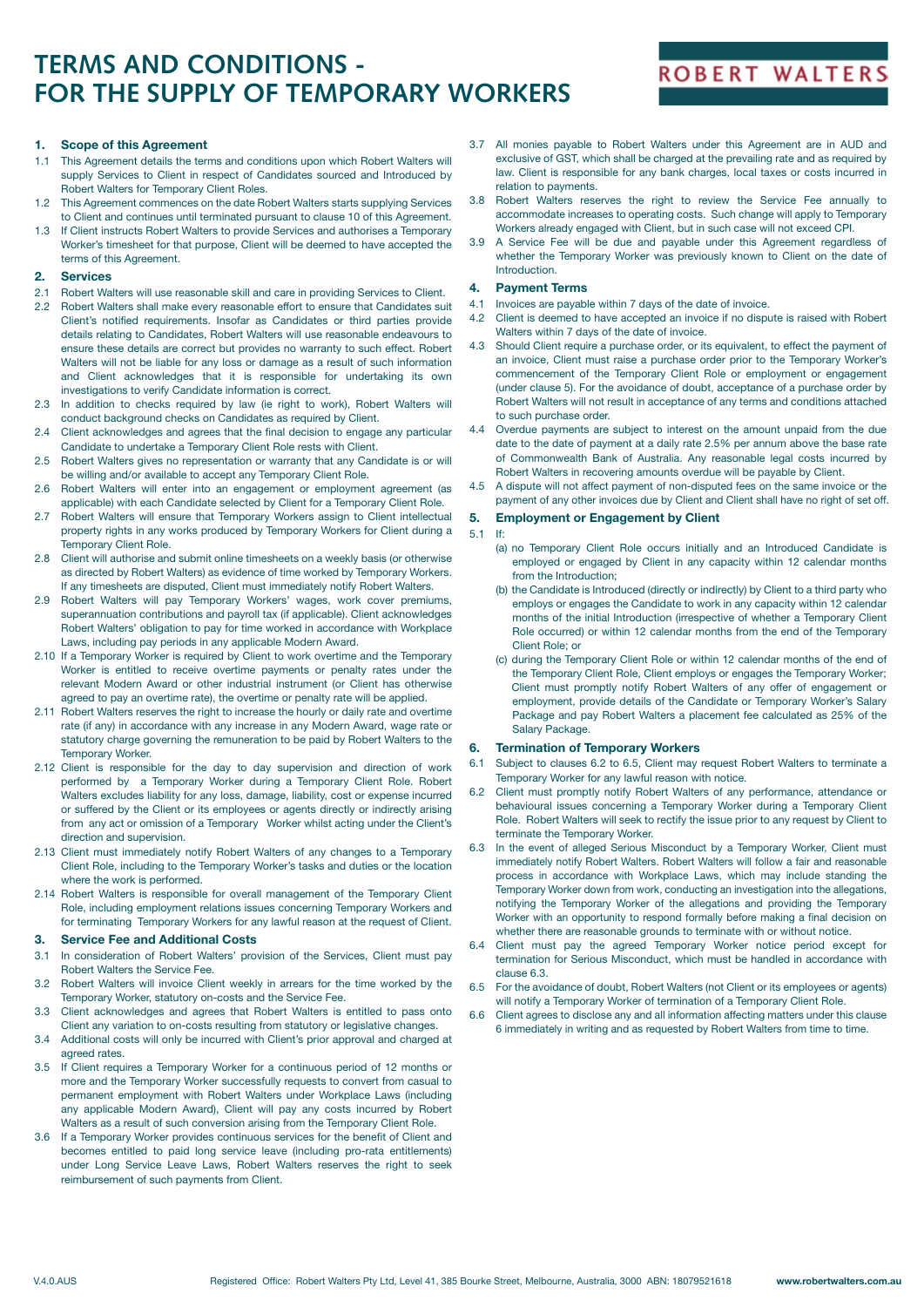# TERMS AND CONDITIONS - FOR THE SUPPLY OF TEMPORARY WORKERS

ROBERT WALTERS

## 1. Scope of this Agreement

1.1 This Agreement details the terms and conditions upon which Robert Walters will supply Services to Client in respect of Candidates sourced and Introduced by Robert Walters for Temporary Client Roles.

1.2 This Agreement commences on the date Robert Walters starts supplying Services to Client and continues until terminated pursuant to clause 10 of this Agreement.

1.3 If Client instructs Robert Walters to provide Services and authorises a Temporary Worker's timesheet for that purpose, Client will be deemed to have accepted the terms of this Agreement.

## 2. Services

2.1 Robert Walters will use reasonable skill and care in providing Services to Client.

2.2 Robert Walters shall make every reasonable effort to ensure that Candidates suit Client's notified requirements. Insofar as Candidates or third parties provide details relating to Candidates, Robert Walters will use reasonable endeavours to ensure these details are correct but provides no warranty to such effect. Robert Walters will not be liable for any loss or damage as a result of such information and Client acknowledges that it is responsible for undertaking its own investigations to verify Candidate information is correct.

2.3 In addition to checks required by law (ie right to work), Robert Walters will conduct background checks on Candidates as required by Client.

2.4 Client acknowledges and agrees that the final decision to engage any particular Candidate to undertake a Temporary Client Role rests with Client.

2.5 Robert Walters gives no representation or warranty that any Candidate is or will be willing and/or available to accept any Temporary Client Role.

2.6 Robert Walters will enter into an engagement or employment agreement (as applicable) with each Candidate selected by Client for a Temporary Client Role.

2.7 Robert Walters will ensure that Temporary Workers assign to Client intellectual property rights in any works produced by Temporary Workers for Client during a Temporary Client Role.

2.8 Client will authorise and submit online timesheets on a weekly basis (or otherwise as directed by Robert Walters) as evidence of time worked by Temporary Workers. If any timesheets are disputed, Client must immediately notify Robert Walters.

2.9 Robert Walters will pay Temporary Workers' wages, work cover premiums, superannuation contributions and payroll tax (if applicable). Client acknowledges Robert Walters' obligation to pay for time worked in accordance with Workplace Laws, including pay periods in any applicable Modern Award.

2.10 If a Temporary Worker is required by Client to work overtime and the Temporary Worker is entitled to receive overtime payments or penalty rates under the relevant Modern Award or other industrial instrument (or Client has otherwise agreed to pay an overtime rate), the overtime or penalty rate will be applied.

2.11 Robert Walters reserves the right to increase the hourly or daily rate and overtime rate (if any) in accordance with any increase in any Modern Award, wage rate or statutory charge governing the remuneration to be paid by Robert Walters to the Temporary Worker.

2.12 Client is responsible for the day to day supervision and direction of work performed by a Temporary Worker during a Temporary Client Role. Robert Walters excludes liability for any loss, damage, liability, cost or expense incurred or suffered by the Client or its employees or agents directly or indirectly arising from any act or omission of a Temporary Worker whilst acting under the Client's direction and supervision.

2.13 Client must immediately notify Robert Walters of any changes to a Temporary Client Role, including to the Temporary Worker's tasks and duties or the location where the work is performed.

2.14 Robert Walters is responsible for overall management of the Temporary Client Role, including employment relations issues concerning Temporary Workers and for terminating Temporary Workers for any lawful reason at the request of Client.

## 3. Service Fee and Additional Costs

3.1 In consideration of Robert Walters' provision of the Services, Client must pay Robert Walters the Service Fee.

3.2 Robert Walters will invoice Client weekly in arrears for the time worked by the Temporary Worker, statutory on-costs and the Service Fee.

3.3 Client acknowledges and agrees that Robert Walters is entitled to pass onto Client any variation to on-costs resulting from statutory or legislative changes.

3.4 Additional costs will only be incurred with Client's prior approval and charged at agreed rates.

3.5 If Client requires a Temporary Worker for a continuous period of 12 months or more and the Temporary Worker successfully requests to convert from casual to permanent employment with Robert Walters under Workplace Laws (including any applicable Modern Award), Client will pay any costs incurred by Robert Walters as a result of such conversion arising from the Temporary Client Role.

3.6 If a Temporary Worker provides continuous services for the benefit of Client and becomes entitled to paid long service leave (including pro-rata entitlements) under Long Service Leave Laws, Robert Walters reserves the right to seek reimbursement of such payments from Client.

3.7 All monies payable to Robert Walters under this Agreement are in AUD and exclusive of GST, which shall be charged at the prevailing rate and as required by law. Client is responsible for any bank charges, local taxes or costs incurred in relation to payments.

3.8 Robert Walters reserves the right to review the Service Fee annually to accommodate increases to operating costs. Such change will apply to Temporary Workers already engaged with Client, but in such case will not exceed CPI.

3.9 A Service Fee will be due and payable under this Agreement regardless of whether the Temporary Worker was previously known to Client on the date of Introduction.

## 4. Payment Terms

4.1 Invoices are payable within 7 days of the date of invoice.

4.2 Client is deemed to have accepted an invoice if no dispute is raised with Robert Walters within 7 days of the date of invoice.

4.3 Should Client require a purchase order, or its equivalent, to effect the payment of an invoice, Client must raise a purchase order prior to the Temporary Worker's commencement of the Temporary Client Role or employment or engagement (under clause 5). For the avoidance of doubt, acceptance of a purchase order by Robert Walters will not result in acceptance of any terms and conditions attached to such purchase order.

4.4 Overdue payments are subject to interest on the amount unpaid from the due date to the date of payment at a daily rate 2.5% per annum above the base rate of Commonwealth Bank of Australia. Any reasonable legal costs incurred by Robert Walters in recovering amounts overdue will be payable by Client.

4.5 A dispute will not affect payment of non-disputed fees on the same invoice or the payment of any other invoices due by Client and Client shall have no right of set off.

## 5. Employment or Engagement by Client

5.1 If:

(a) no Temporary Client Role occurs initially and an Introduced Candidate is employed or engaged by Client in any capacity within 12 calendar months from the Introduction;

(b) the Candidate is Introduced (directly or indirectly) by Client to a third party who employs or engages the Candidate to work in any capacity within 12 calendar months of the initial Introduction (irrespective of whether a Temporary Client Role occurred) or within 12 calendar months from the end of the Temporary Client Role; or

(c) during the Temporary Client Role or within 12 calendar months of the end of the Temporary Client Role, Client employs or engages the Temporary Worker;

Client must promptly notify Robert Walters of any offer of engagement or employment, provide details of the Candidate or Temporary Worker's Salary Package and pay Robert Walters a placement fee calculated as 25% of the Salary Package.

## 6. Termination of Temporary Workers

6.1 Subject to clauses 6.2 to 6.5, Client may request Robert Walters to terminate a Temporary Worker for any lawful reason with notice.

6.2 Client must promptly notify Robert Walters of any performance, attendance or behavioural issues concerning a Temporary Worker during a Temporary Client Role. Robert Walters will seek to rectify the issue prior to any request by Client to terminate the Temporary Worker.

6.3 In the event of alleged Serious Misconduct by a Temporary Worker, Client must immediately notify Robert Walters. Robert Walters will follow a fair and reasonable process in accordance with Workplace Laws, which may include standing the Temporary Worker down from work, conducting an investigation into the allegations, notifying the Temporary Worker of the allegations and providing the Temporary Worker with an opportunity to respond formally before making a final decision on whether there are reasonable grounds to terminate with or without notice.

6.4 Client must pay the agreed Temporary Worker notice period except for termination for Serious Misconduct, which must be handled in accordance with clause 6.3.

6.5 For the avoidance of doubt, Robert Walters (not Client or its employees or agents) will notify a Temporary Worker of termination of a Temporary Client Role.

6.6 Client agrees to disclose any and all information affecting matters under this clause 6 immediately in writing and as requested by Robert Walters from time to time.

V.4.0.AUS Registered Office: Robert Walters Pty Ltd, Level 41, 385 Bourke Street, Melbourne, Australia, 3000 ABN: 18079521618 www.robertwalters.com.au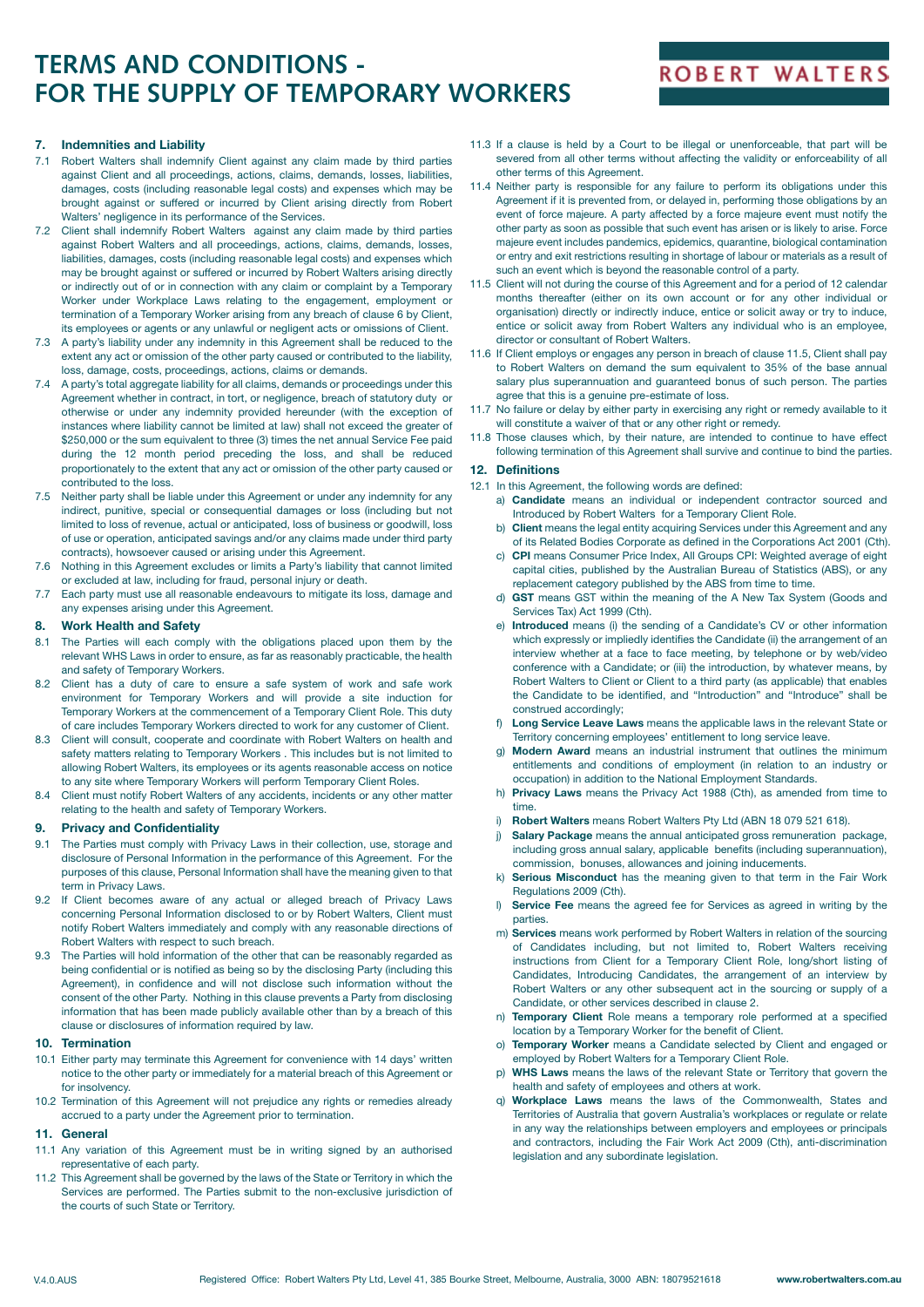# TERMS AND CONDITIONS - FOR THE SUPPLY OF TEMPORARY WORKERS

## 7. Indemnities and Liability

7.1 Robert Walters shall indemnify Client against any claim made by third parties against Client and all proceedings, actions, claims, demands, losses, liabilities, damages, costs (including reasonable legal costs) and expenses which may be brought against or suffered or incurred by Client arising directly from Robert Walters' negligence in its performance of the Services.

7.2 Client shall indemnify Robert Walters against any claim made by third parties against Robert Walters and all proceedings, actions, claims, demands, losses, liabilities, damages, costs (including reasonable legal costs) and expenses which may be brought against or suffered or incurred by Robert Walters arising directly or indirectly out of or in connection with any claim or complaint by a Temporary Worker under Workplace Laws relating to the engagement, employment or termination of a Temporary Worker arising from any breach of clause 6 by Client, its employees or agents or any unlawful or negligent acts or omissions of Client.

7.3 A party's liability under any indemnity in this Agreement shall be reduced to the extent any act or omission of the other party caused or contributed to the liability, loss, damage, costs, proceedings, actions, claims or demands.

7.4 A party's total aggregate liability for all claims, demands or proceedings under this Agreement whether in contract, in tort, or negligence, breach of statutory duty or otherwise or under any indemnity provided hereunder (with the exception of instances where liability cannot be limited at law) shall not exceed the greater of $250,000 or the sum equivalent to three (3) times the net annual Service Fee paid during the 12 month period preceding the loss, and shall be reduced proportionately to the extent that any act or omission of the other party caused or contributed to the loss.

7.5 Neither party shall be liable under this Agreement or under any indemnity for any indirect, punitive, special or consequential damages or loss (including but not limited to loss of revenue, actual or anticipated, loss of business or goodwill, loss of use or operation, anticipated savings and/or any claims made under third party contracts), howsoever caused or arising under this Agreement.

7.6 Nothing in this Agreement excludes or limits a Party's liability that cannot limited or excluded at law, including for fraud, personal injury or death.

7.7 Each party must use all reasonable endeavours to mitigate its loss, damage and any expenses arising under this Agreement.

## 8. Work Health and Safety

8.1 The Parties will each comply with the obligations placed upon them by the relevant WHS Laws in order to ensure, as far as reasonably practicable, the health and safety of Temporary Workers.

8.2 Client has a duty of care to ensure a safe system of work and safe work environment for Temporary Workers and will provide a site induction for Temporary Workers at the commencement of a Temporary Client Role. This duty of care includes Temporary Workers directed to work for any customer of Client.

8.3 Client will consult, cooperate and coordinate with Robert Walters on health and safety matters relating to Temporary Workers . This includes but is not limited to allowing Robert Walters, its employees or its agents reasonable access on notice to any site where Temporary Workers will perform Temporary Client Roles.

8.4 Client must notify Robert Walters of any accidents, incidents or any other matter relating to the health and safety of Temporary Workers.

## 9. Privacy and Confidentiality

9.1 The Parties must comply with Privacy Laws in their collection, use, storage and disclosure of Personal Information in the performance of this Agreement. For the purposes of this clause, Personal Information shall have the meaning given to that term in Privacy Laws.

9.2 If Client becomes aware of any actual or alleged breach of Privacy Laws concerning Personal Information disclosed to or by Robert Walters, Client must notify Robert Walters immediately and comply with any reasonable directions of Robert Walters with respect to such breach.

9.3 The Parties will hold information of the other that can be reasonably regarded as being confidential or is notified as being so by the disclosing Party (including this Agreement), in confidence and will not disclose such information without the consent of the other Party. Nothing in this clause prevents a Party from disclosing information that has been made publicly available other than by a breach of this clause or disclosures of information required by law.

## 10. Termination

10.1 Either party may terminate this Agreement for convenience with 14 days' written notice to the other party or immediately for a material breach of this Agreement or for insolvency.

10.2 Termination of this Agreement will not prejudice any rights or remedies already accrued to a party under the Agreement prior to termination.

## 11. General

11.1 Any variation of this Agreement must be in writing signed by an authorised representative of each party.

11.2 This Agreement shall be governed by the laws of the State or Territory in which the Services are performed. The Parties submit to the non-exclusive jurisdiction of the courts of such State or Territory.

11.3 If a clause is held by a Court to be illegal or unenforceable, that part will be severed from all other terms without affecting the validity or enforceability of all other terms of this Agreement.

11.4 Neither party is responsible for any failure to perform its obligations under this Agreement if it is prevented from, or delayed in, performing those obligations by an event of force majeure. A party affected by a force majeure event must notify the other party as soon as possible that such event has arisen or is likely to arise. Force majeure event includes pandemics, epidemics, quarantine, biological contamination or entry and exit restrictions resulting in shortage of labour or materials as a result of such an event which is beyond the reasonable control of a party.

11.5 Client will not during the course of this Agreement and for a period of 12 calendar months thereafter (either on its own account or for any other individual or organisation) directly or indirectly induce, entice or solicit away or try to induce, entice or solicit away from Robert Walters any individual who is an employee, director or consultant of Robert Walters.

11.6 If Client employs or engages any person in breach of clause 11.5, Client shall pay to Robert Walters on demand the sum equivalent to 35% of the base annual salary plus superannuation and guaranteed bonus of such person. The parties agree that this is a genuine pre-estimate of loss.

11.7 No failure or delay by either party in exercising any right or remedy available to it will constitute a waiver of that or any other right or remedy.

11.8 Those clauses which, by their nature, are intended to continue to have effect following termination of this Agreement shall survive and continue to bind the parties.

## 12. Definitions

12.1 In this Agreement, the following words are defined:

a) **Candidate** means an individual or independent contractor sourced and Introduced by Robert Walters for a Temporary Client Role.

b) **Client** means the legal entity acquiring Services under this Agreement and any of its Related Bodies Corporate as defined in the Corporations Act 2001 (Cth).

c) **CPI** means Consumer Price Index, All Groups CPI: Weighted average of eight capital cities, published by the Australian Bureau of Statistics (ABS), or any replacement category published by the ABS from time to time.

d) **GST** means GST within the meaning of the A New Tax System (Goods and Services Tax) Act 1999 (Cth).

e) **Introduced** means (i) the sending of a Candidate's CV or other information which expressly or impliedly identifies the Candidate (ii) the arrangement of an interview whether at a face to face meeting, by telephone or by web/video conference with a Candidate; or (iii) the introduction, by whatever means, by Robert Walters to Client or Client to a third party (as applicable) that enables the Candidate to be identified, and "Introduction" and "Introduce" shall be construed accordingly;

f) **Long Service Leave Laws** means the applicable laws in the relevant State or Territory concerning employees' entitlement to long service leave.

g) **Modern Award** means an industrial instrument that outlines the minimum entitlements and conditions of employment (in relation to an industry or occupation) in addition to the National Employment Standards.

h) **Privacy Laws** means the Privacy Act 1988 (Cth), as amended from time to time.

i) **Robert Walters** means Robert Walters Pty Ltd (ABN 18 079 521 618).

j) **Salary Package** means the annual anticipated gross remuneration package, including gross annual salary, applicable benefits (including superannuation), commission, bonuses, allowances and joining inducements.

k) **Serious Misconduct** has the meaning given to that term in the Fair Work Regulations 2009 (Cth).

l) **Service Fee** means the agreed fee for Services as agreed in writing by the parties.

m) **Services** means work performed by Robert Walters in relation of the sourcing of Candidates including, but not limited to, Robert Walters receiving instructions from Client for a Temporary Client Role, long/short listing of Candidates, Introducing Candidates, the arrangement of an interview by Robert Walters or any other subsequent act in the sourcing or supply of a Candidate, or other services described in clause 2.

n) **Temporary Client** Role means a temporary role performed at a specified location by a Temporary Worker for the benefit of Client.

o) **Temporary Worker** means a Candidate selected by Client and engaged or employed by Robert Walters for a Temporary Client Role.

p) **WHS Laws** means the laws of the relevant State or Territory that govern the health and safety of employees and others at work.

q) **Workplace Laws** means the laws of the Commonwealth, States and Territories of Australia that govern Australia's workplaces or regulate or relate in any way the relationships between employers and employees or principals and contractors, including the Fair Work Act 2009 (Cth), anti-discrimination legislation and any subordinate legislation.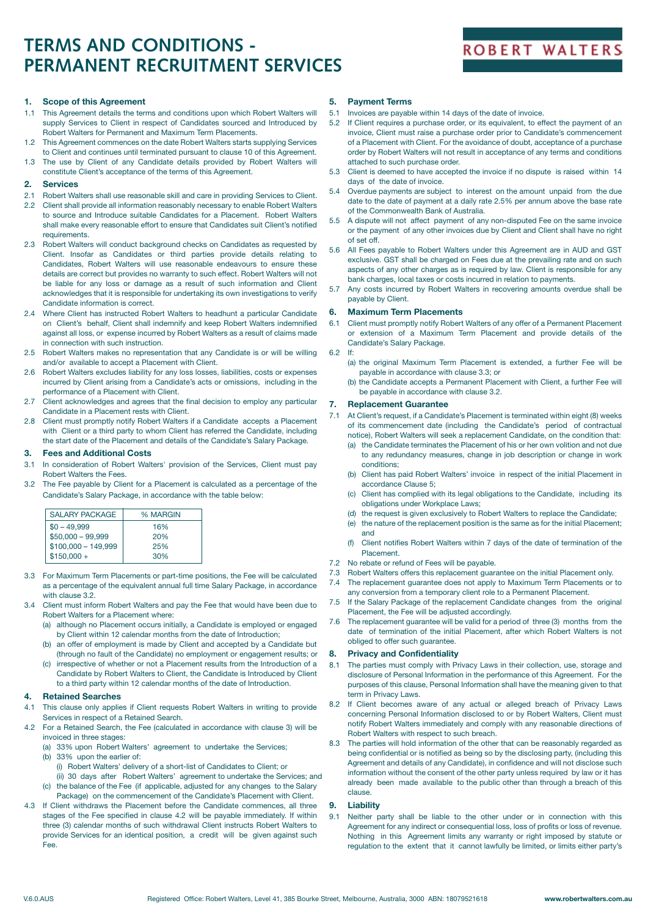# TERMS AND CONDITIONS - PERMANENT RECRUITMENT SERVICES

ROBERT WALTERS

## 1. Scope of this Agreement

1.1 This Agreement details the terms and conditions upon which Robert Walters will supply Services to Client in respect of Candidates sourced and Introduced by Robert Walters for Permanent and Maximum Term Placements.

1.2 This Agreement commences on the date Robert Walters starts supplying Services to Client and continues until terminated pursuant to clause 10 of this Agreement.

1.3 The use by Client of any Candidate details provided by Robert Walters will constitute Client's acceptance of the terms of this Agreement.

## 2. Services

2.1 Robert Walters shall use reasonable skill and care in providing Services to Client.

2.2 Client shall provide all information reasonably necessary to enable Robert Walters to source and Introduce suitable Candidates for a Placement. Robert Walters shall make every reasonable effort to ensure that Candidates suit Client's notified requirements.

2.3 Robert Walters will conduct background checks on Candidates as requested by Client. Insofar as Candidates or third parties provide details relating to Candidates, Robert Walters will use reasonable endeavours to ensure these details are correct but provides no warranty to such effect. Robert Walters will not be liable for any loss or damage as a result of such information and Client acknowledges that it is responsible for undertaking its own investigations to verify Candidate information is correct.

2.4 Where Client has instructed Robert Walters to headhunt a particular Candidate on Client's behalf, Client shall indemnify and keep Robert Walters indemnified against all loss, or expense incurred by Robert Walters as a result of claims made in connection with such instruction.

2.5 Robert Walters makes no representation that any Candidate is or will be willing and/or available to accept a Placement with Client.

2.6 Robert Walters excludes liability for any loss losses, liabilities, costs or expenses incurred by Client arising from a Candidate's acts or omissions, including in the performance of a Placement with Client.

2.7 Client acknowledges and agrees that the final decision to employ any particular Candidate in a Placement rests with Client.

2.8 Client must promptly notify Robert Walters if a Candidate accepts a Placement with Client or a third party to whom Client has referred the Candidate, including the start date of the Placement and details of the Candidate's Salary Package.

## 3. Fees and Additional Costs

3.1 In consideration of Robert Walters' provision of the Services, Client must pay Robert Walters the Fees.

3.2 The Fee payable by Client for a Placement is calculated as a percentage of the Candidate's Salary Package, in accordance with the table below:

| SALARY PACKAGE | % MARGIN |
|---|---|
| $0 – 49,999 | 16% |
| $50,000 – 99,999 | 20% |
| $100,000 – 149,999 | 25% |
| $150,000 + | 30% |

3.3 For Maximum Term Placements or part-time positions, the Fee will be calculated as a percentage of the equivalent annual full time Salary Package, in accordance with clause 3.2.

3.4 Client must inform Robert Walters and pay the Fee that would have been due to Robert Walters for a Placement where:

(a) although no Placement occurs initially, a Candidate is employed or engaged by Client within 12 calendar months from the date of Introduction;

(b) an offer of employment is made by Client and accepted by a Candidate but (through no fault of the Candidate) no employment or engagement results; or

(c) irrespective of whether or not a Placement results from the Introduction of a Candidate by Robert Walters to Client, the Candidate is Introduced by Client to a third party within 12 calendar months of the date of Introduction.

## 4. Retained Searches

4.1 This clause only applies if Client requests Robert Walters in writing to provide Services in respect of a Retained Search.

4.2 For a Retained Search, the Fee (calculated in accordance with clause 3) will be invoiced in three stages:

(a) 33% upon Robert Walters' agreement to undertake the Services;

(b) 33% upon the earlier of:

(i) Robert Walters' delivery of a short-list of Candidates to Client; or

(ii) 30 days after Robert Walters' agreement to undertake the Services; and

(c) the balance of the Fee (if applicable, adjusted for any changes to the Salary Package) on the commencement of the Candidate's Placement with Client.

4.3 If Client withdraws the Placement before the Candidate commences, all three stages of the Fee specified in clause 4.2 will be payable immediately. If within three (3) calendar months of such withdrawal Client instructs Robert Walters to provide Services for an identical position, a credit will be given against such Fee.

## 5. Payment Terms

5.1 Invoices are payable within 14 days of the date of invoice.

5.2 If Client requires a purchase order, or its equivalent, to effect the payment of an invoice, Client must raise a purchase order prior to Candidate's commencement of a Placement with Client. For the avoidance of doubt, acceptance of a purchase order by Robert Walters will not result in acceptance of any terms and conditions attached to such purchase order.

5.3 Client is deemed to have accepted the invoice if no dispute is raised within 14 days of the date of invoice.

5.4 Overdue payments are subject to interest on the amount unpaid from the due date to the date of payment at a daily rate 2.5% per annum above the base rate of the Commonwealth Bank of Australia.

5.5 A dispute will not affect payment of any non-disputed Fee on the same invoice or the payment of any other invoices due by Client and Client shall have no right of set off.

5.6 All Fees payable to Robert Walters under this Agreement are in AUD and GST exclusive. GST shall be charged on Fees due at the prevailing rate and on such aspects of any other charges as is required by law. Client is responsible for any bank charges, local taxes or costs incurred in relation to payments.

5.7 Any costs incurred by Robert Walters in recovering amounts overdue shall be payable by Client.

## 6. Maximum Term Placements

6.1 Client must promptly notify Robert Walters of any offer of a Permanent Placement or extension of a Maximum Term Placement and provide details of the Candidate's Salary Package.

6.2 If:

(a) the original Maximum Term Placement is extended, a further Fee will be payable in accordance with clause 3.3; or

(b) the Candidate accepts a Permanent Placement with Client, a further Fee will be payable in accordance with clause 3.2.

## 7. Replacement Guarantee

7.1 At Client's request, if a Candidate's Placement is terminated within eight (8) weeks of its commencement date (including the Candidate's period of contractual notice), Robert Walters will seek a replacement Candidate, on the condition that:

(a) the Candidate terminates the Placement of his or her own volition and not due to any redundancy measures, change in job description or change in work conditions;

(b) Client has paid Robert Walters' invoice in respect of the initial Placement in accordance Clause 5;

(c) Client has complied with its legal obligations to the Candidate, including its obligations under Workplace Laws;

(d) the request is given exclusively to Robert Walters to replace the Candidate;

(e) the nature of the replacement position is the same as for the initial Placement; and

(f) Client notifies Robert Walters within 7 days of the date of termination of the Placement.

7.2 No rebate or refund of Fees will be payable.

7.3 Robert Walters offers this replacement guarantee on the initial Placement only.

7.4 The replacement guarantee does not apply to Maximum Term Placements or to any conversion from a temporary client role to a Permanent Placement.

7.5 If the Salary Package of the replacement Candidate changes from the original Placement, the Fee will be adjusted accordingly.

7.6 The replacement guarantee will be valid for a period of three (3) months from the date of termination of the initial Placement, after which Robert Walters is not obliged to offer such guarantee.

## 8. Privacy and Confidentiality

8.1 The parties must comply with Privacy Laws in their collection, use, storage and disclosure of Personal Information in the performance of this Agreement. For the purposes of this clause, Personal Information shall have the meaning given to that term in Privacy Laws.

8.2 If Client becomes aware of any actual or alleged breach of Privacy Laws concerning Personal Information disclosed to or by Robert Walters, Client must notify Robert Walters immediately and comply with any reasonable directions of Robert Walters with respect to such breach.

8.3 The parties will hold information of the other that can be reasonably regarded as being confidential or is notified as being so by the disclosing party, (including this Agreement and details of any Candidate), in confidence and will not disclose such information without the consent of the other party unless required by law or it has already been made available to the public other than through a breach of this clause.

## 9. Liability

9.1 Neither party shall be liable to the other under or in connection with this Agreement for any indirect or consequential loss, loss of profits or loss of revenue. Nothing in this Agreement limits any warranty or right imposed by statute or regulation to the extent that it cannot lawfully be limited, or limits either party's

V.6.0.AUS Registered Office: Robert Walters, Level 41, 385 Bourke Street, Melbourne, Australia, 3000 ABN: 18079521618 www.robertwalters.com.au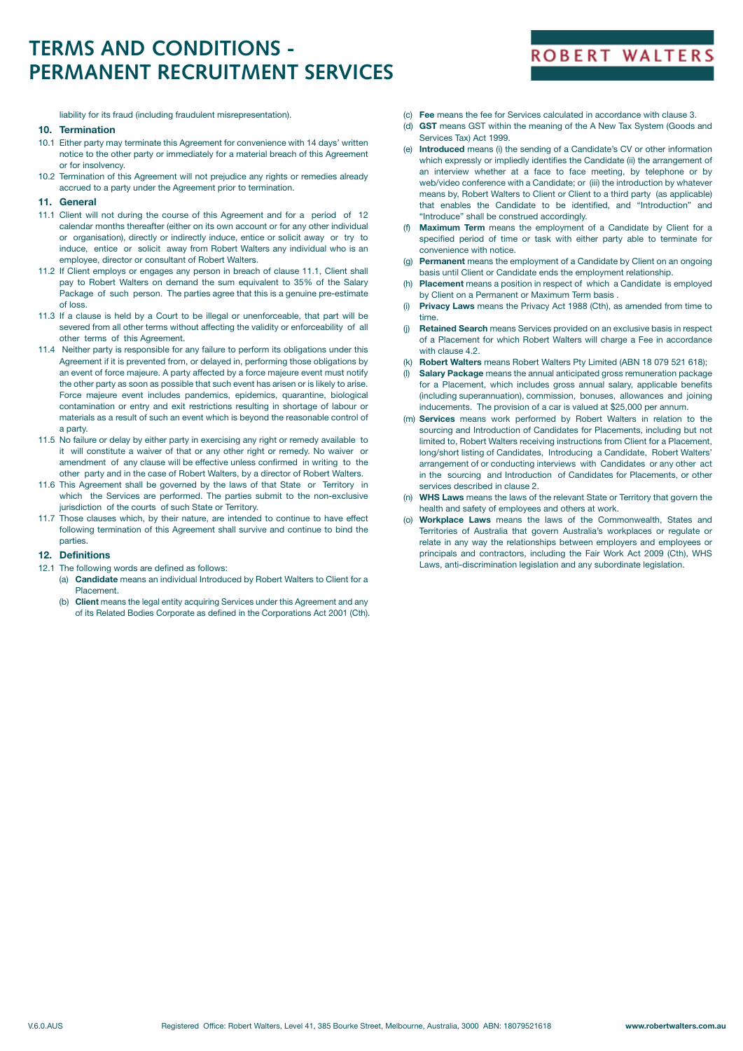liability for its fraud (including fraudulent misrepresentation).

## 10. Termination

10.1 Either party may terminate this Agreement for convenience with 14 days' written notice to the other party or immediately for a material breach of this Agreement or for insolvency.

10.2 Termination of this Agreement will not prejudice any rights or remedies already accrued to a party under the Agreement prior to termination.

## 11. General

11.1 Client will not during the course of this Agreement and for a period of 12 calendar months thereafter (either on its own account or for any other individual or organisation), directly or indirectly induce, entice or solicit away or try to induce, entice or solicit away from Robert Walters any individual who is an employee, director or consultant of Robert Walters.

11.2 If Client employs or engages any person in breach of clause 11.1, Client shall pay to Robert Walters on demand the sum equivalent to 35% of the Salary Package of such person. The parties agree that this is a genuine pre-estimate of loss.

11.3 If a clause is held by a Court to be illegal or unenforceable, that part will be severed from all other terms without affecting the validity or enforceability of all other terms of this Agreement.

11.4 Neither party is responsible for any failure to perform its obligations under this Agreement if it is prevented from, or delayed in, performing those obligations by an event of force majeure. A party affected by a force majeure event must notify the other party as soon as possible that such event has arisen or is likely to arise. Force majeure event includes pandemics, epidemics, quarantine, biological contamination or entry and exit restrictions resulting in shortage of labour or materials as a result of such an event which is beyond the reasonable control of a party.

11.5 No failure or delay by either party in exercising any right or remedy available to it will constitute a waiver of that or any other right or remedy. No waiver or amendment of any clause will be effective unless confirmed in writing to the other party and in the case of Robert Walters, by a director of Robert Walters.

11.6 This Agreement shall be governed by the laws of that State or Territory in which the Services are performed. The parties submit to the non-exclusive jurisdiction of the courts of such State or Territory.

11.7 Those clauses which, by their nature, are intended to continue to have effect following termination of this Agreement shall survive and continue to bind the parties.

## 12. Definitions

12.1 The following words are defined as follows:

(a) **Candidate** means an individual Introduced by Robert Walters to Client for a Placement.

(b) **Client** means the legal entity acquiring Services under this Agreement and any of its Related Bodies Corporate as defined in the Corporations Act 2001 (Cth).

(c) **Fee** means the fee for Services calculated in accordance with clause 3.

(d) **GST** means GST within the meaning of the A New Tax System (Goods and Services Tax) Act 1999.

(e) **Introduced** means (i) the sending of a Candidate's CV or other information which expressly or impliedly identifies the Candidate (ii) the arrangement of an interview whether at a face to face meeting, by telephone or by web/video conference with a Candidate; or (iii) the introduction by whatever means by, Robert Walters to Client or Client to a third party (as applicable) that enables the Candidate to be identified, and "Introduction" and "Introduce" shall be construed accordingly.

(f) **Maximum Term** means the employment of a Candidate by Client for a specified period of time or task with either party able to terminate for convenience with notice.

(g) **Permanent** means the employment of a Candidate by Client on an ongoing basis until Client or Candidate ends the employment relationship.

(h) **Placement** means a position in respect of which a Candidate is employed by Client on a Permanent or Maximum Term basis .

(i) **Privacy Laws** means the Privacy Act 1988 (Cth), as amended from time to time.

(j) **Retained Search** means Services provided on an exclusive basis in respect of a Placement for which Robert Walters will charge a Fee in accordance with clause 4.2.

(k) **Robert Walters** means Robert Walters Pty Limited (ABN 18 079 521 618);

(l) **Salary Package** means the annual anticipated gross remuneration package for a Placement, which includes gross annual salary, applicable benefits (including superannuation), commission, bonuses, allowances and joining inducements. The provision of a car is valued at $25,000 per annum.

(m) **Services** means work performed by Robert Walters in relation to the sourcing and Introduction of Candidates for Placements, including but not limited to, Robert Walters receiving instructions from Client for a Placement, long/short listing of Candidates, Introducing a Candidate, Robert Walters' arrangement of or conducting interviews with Candidates or any other act in the sourcing and Introduction of Candidates for Placements, or other services described in clause 2.

(n) **WHS Laws** means the laws of the relevant State or Territory that govern the health and safety of employees and others at work.

(o) **Workplace Laws** means the laws of the Commonwealth, States and Territories of Australia that govern Australia's workplaces or regulate or relate in any way the relationships between employers and employees or principals and contractors, including the Fair Work Act 2009 (Cth), WHS Laws, anti-discrimination legislation and any subordinate legislation.